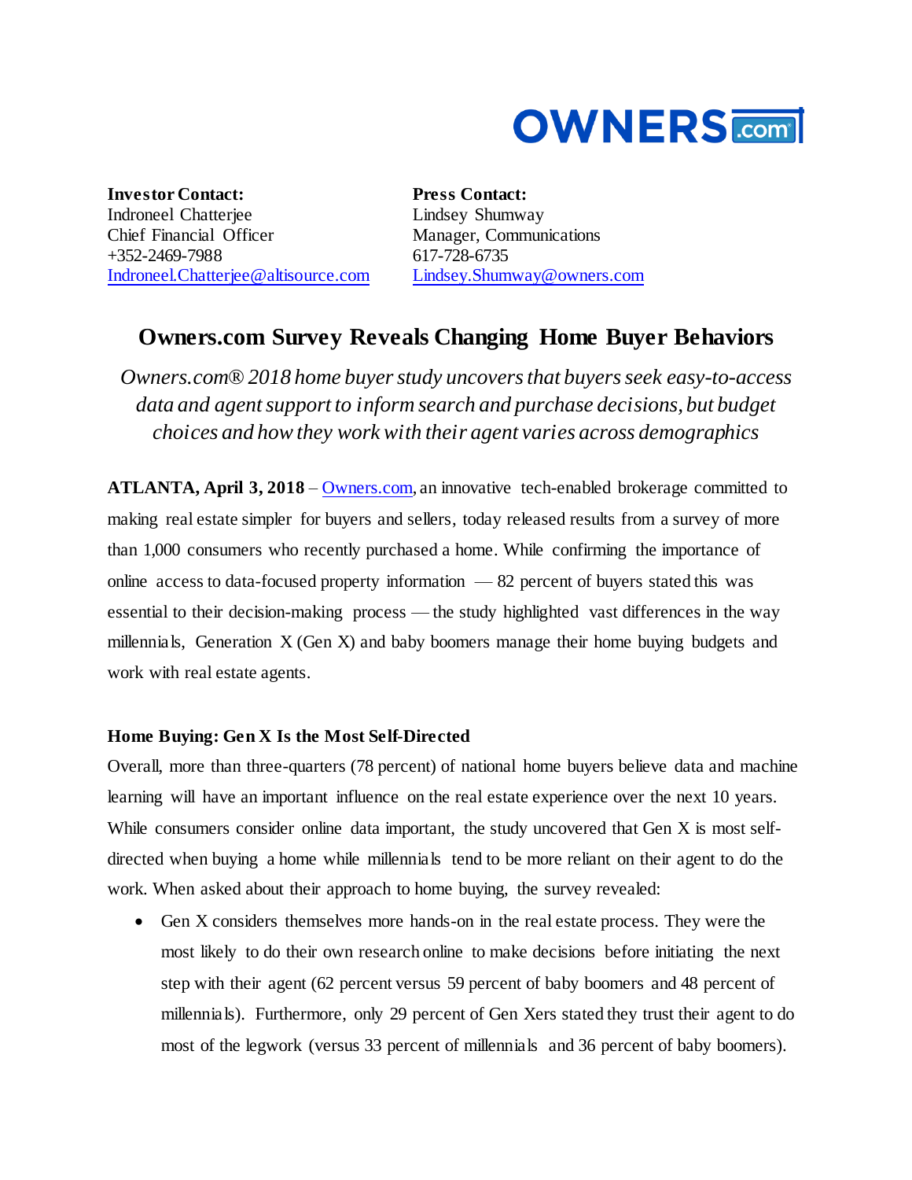**OWNERS.com**

**Investor Contact:**
Indroneel Chatterjee
Chief Financial Officer
+352-2469-7988
Indroneel.Chatterjee@altisource.com

**Press Contact:**
Lindsey Shumway
Manager, Communications
617-728-6735
Lindsey.Shumway@owners.com

# Owners.com Survey Reveals Changing Home Buyer Behaviors

*Owners.com® 2018 home buyer study uncovers that buyers seek easy-to-access data and agent support to inform search and purchase decisions, but budget choices and how they work with their agent varies across demographics*

**ATLANTA, April 3, 2018** – Owners.com, an innovative tech-enabled brokerage committed to making real estate simpler for buyers and sellers, today released results from a survey of more than 1,000 consumers who recently purchased a home. While confirming the importance of online access to data-focused property information — 82 percent of buyers stated this was essential to their decision-making process — the study highlighted vast differences in the way millennials, Generation X (Gen X) and baby boomers manage their home buying budgets and work with real estate agents.

### Home Buying: Gen X Is the Most Self-Directed

Overall, more than three-quarters (78 percent) of national home buyers believe data and machine learning will have an important influence on the real estate experience over the next 10 years. While consumers consider online data important, the study uncovered that Gen X is most self-directed when buying a home while millennials tend to be more reliant on their agent to do the work. When asked about their approach to home buying, the survey revealed:

- Gen X considers themselves more hands-on in the real estate process. They were the most likely to do their own research online to make decisions before initiating the next step with their agent (62 percent versus 59 percent of baby boomers and 48 percent of millennials). Furthermore, only 29 percent of Gen Xers stated they trust their agent to do most of the legwork (versus 33 percent of millennials and 36 percent of baby boomers).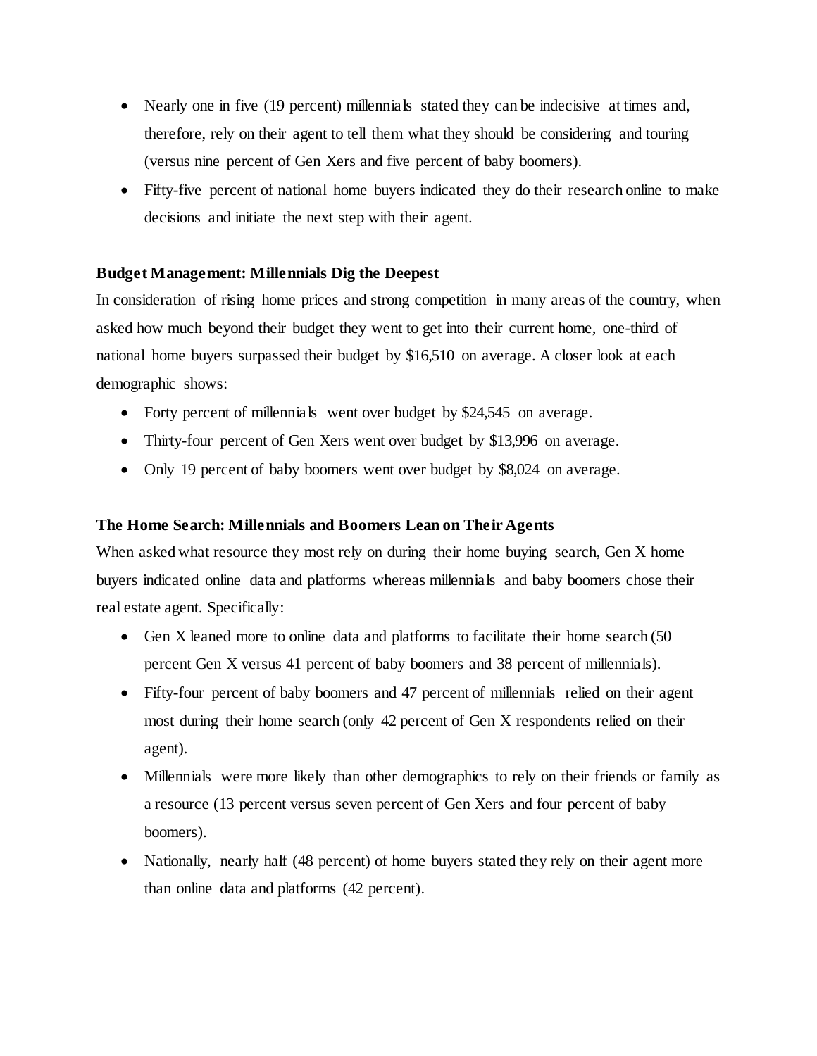- Nearly one in five (19 percent) millennials stated they can be indecisive at times and, therefore, rely on their agent to tell them what they should be considering and touring (versus nine percent of Gen Xers and five percent of baby boomers).
- Fifty-five percent of national home buyers indicated they do their research online to make decisions and initiate the next step with their agent.

**Budget Management: Millennials Dig the Deepest**

In consideration of rising home prices and strong competition in many areas of the country, when asked how much beyond their budget they went to get into their current home, one-third of national home buyers surpassed their budget by $16,510 on average. A closer look at each demographic shows:

- Forty percent of millennials went over budget by $24,545 on average.
- Thirty-four percent of Gen Xers went over budget by $13,996 on average.
- Only 19 percent of baby boomers went over budget by $8,024 on average.

**The Home Search: Millennials and Boomers Lean on Their Agents**

When asked what resource they most rely on during their home buying search, Gen X home buyers indicated online data and platforms whereas millennials and baby boomers chose their real estate agent. Specifically:

- Gen X leaned more to online data and platforms to facilitate their home search (50 percent Gen X versus 41 percent of baby boomers and 38 percent of millennials).
- Fifty-four percent of baby boomers and 47 percent of millennials relied on their agent most during their home search (only 42 percent of Gen X respondents relied on their agent).
- Millennials were more likely than other demographics to rely on their friends or family as a resource (13 percent versus seven percent of Gen Xers and four percent of baby boomers).
- Nationally, nearly half (48 percent) of home buyers stated they rely on their agent more than online data and platforms (42 percent).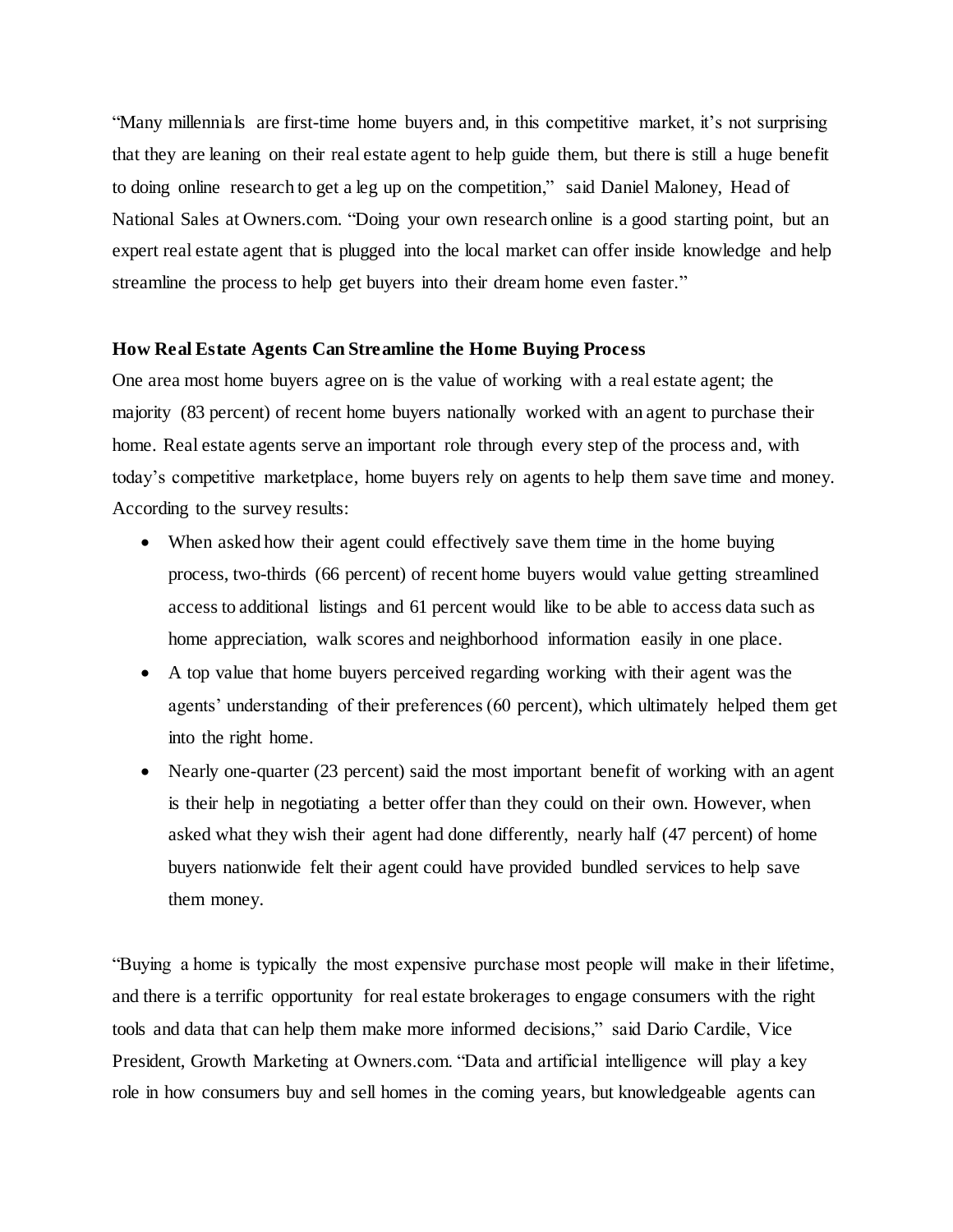"Many millennials are first-time home buyers and, in this competitive market, it's not surprising that they are leaning on their real estate agent to help guide them, but there is still a huge benefit to doing online research to get a leg up on the competition," said Daniel Maloney, Head of National Sales at Owners.com. "Doing your own research online is a good starting point, but an expert real estate agent that is plugged into the local market can offer inside knowledge and help streamline the process to help get buyers into their dream home even faster."

**How Real Estate Agents Can Streamline the Home Buying Process**

One area most home buyers agree on is the value of working with a real estate agent; the majority (83 percent) of recent home buyers nationally worked with an agent to purchase their home. Real estate agents serve an important role through every step of the process and, with today's competitive marketplace, home buyers rely on agents to help them save time and money. According to the survey results:

- When asked how their agent could effectively save them time in the home buying process, two-thirds (66 percent) of recent home buyers would value getting streamlined access to additional listings and 61 percent would like to be able to access data such as home appreciation, walk scores and neighborhood information easily in one place.
- A top value that home buyers perceived regarding working with their agent was the agents' understanding of their preferences (60 percent), which ultimately helped them get into the right home.
- Nearly one-quarter (23 percent) said the most important benefit of working with an agent is their help in negotiating a better offer than they could on their own. However, when asked what they wish their agent had done differently, nearly half (47 percent) of home buyers nationwide felt their agent could have provided bundled services to help save them money.

"Buying a home is typically the most expensive purchase most people will make in their lifetime, and there is a terrific opportunity for real estate brokerages to engage consumers with the right tools and data that can help them make more informed decisions," said Dario Cardile, Vice President, Growth Marketing at Owners.com. "Data and artificial intelligence will play a key role in how consumers buy and sell homes in the coming years, but knowledgeable agents can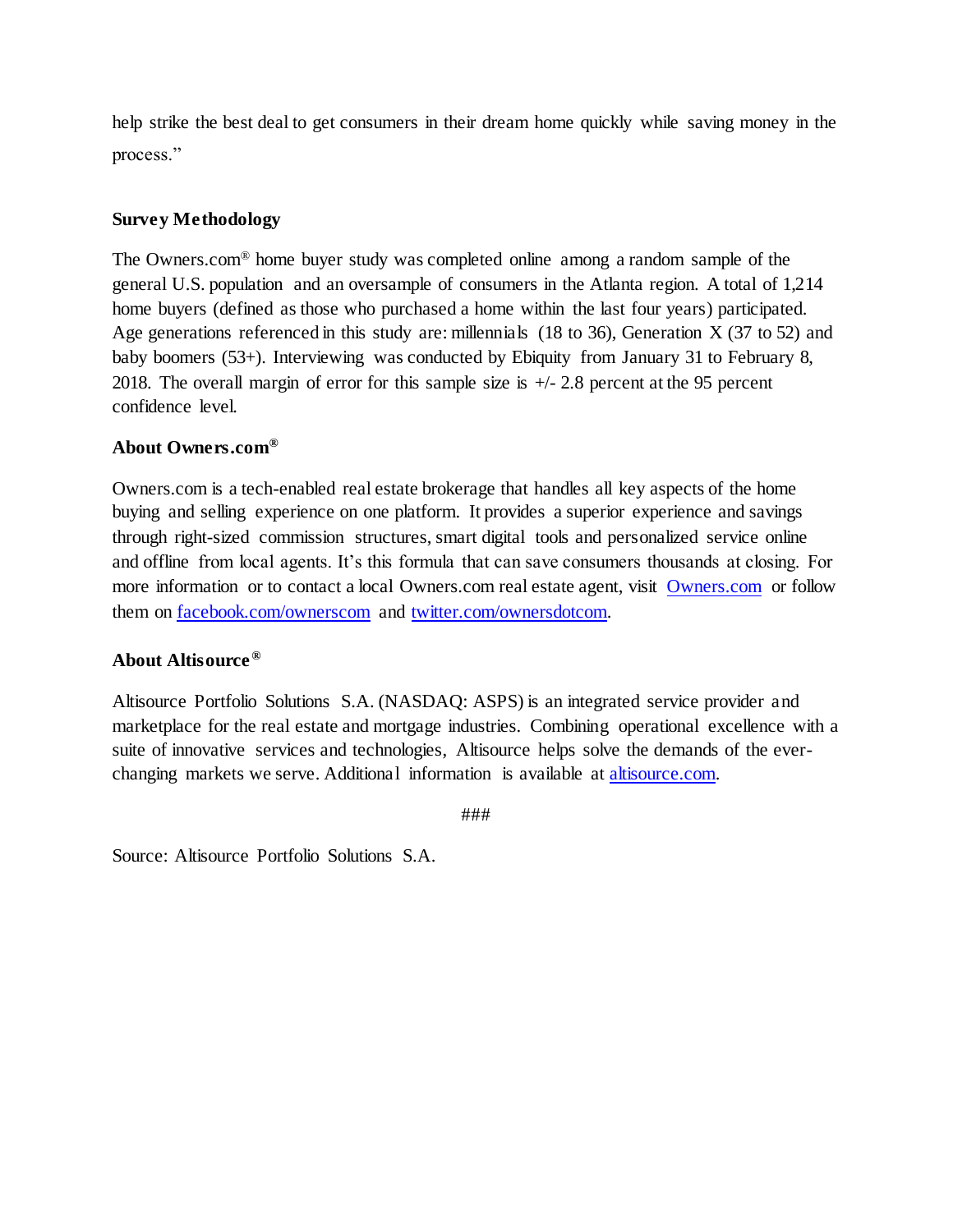help strike the best deal to get consumers in their dream home quickly while saving money in the process."

**Survey Methodology**

The Owners.com® home buyer study was completed online among a random sample of the general U.S. population and an oversample of consumers in the Atlanta region. A total of 1,214 home buyers (defined as those who purchased a home within the last four years) participated. Age generations referenced in this study are: millennials (18 to 36), Generation X (37 to 52) and baby boomers (53+). Interviewing was conducted by Ebiquity from January 31 to February 8, 2018. The overall margin of error for this sample size is +/- 2.8 percent at the 95 percent confidence level.

**About Owners.com®**

Owners.com is a tech-enabled real estate brokerage that handles all key aspects of the home buying and selling experience on one platform. It provides a superior experience and savings through right-sized commission structures, smart digital tools and personalized service online and offline from local agents. It's this formula that can save consumers thousands at closing. For more information or to contact a local Owners.com real estate agent, visit [Owners.com](Owners.com) or follow them on [facebook.com/ownerscom](facebook.com/ownerscom) and [twitter.com/ownersdotcom](twitter.com/ownersdotcom).

**About Altisource®**

Altisource Portfolio Solutions S.A. (NASDAQ: ASPS) is an integrated service provider and marketplace for the real estate and mortgage industries. Combining operational excellence with a suite of innovative services and technologies, Altisource helps solve the demands of the ever-changing markets we serve. Additional information is available at [altisource.com](altisource.com).

###

Source: Altisource Portfolio Solutions S.A.